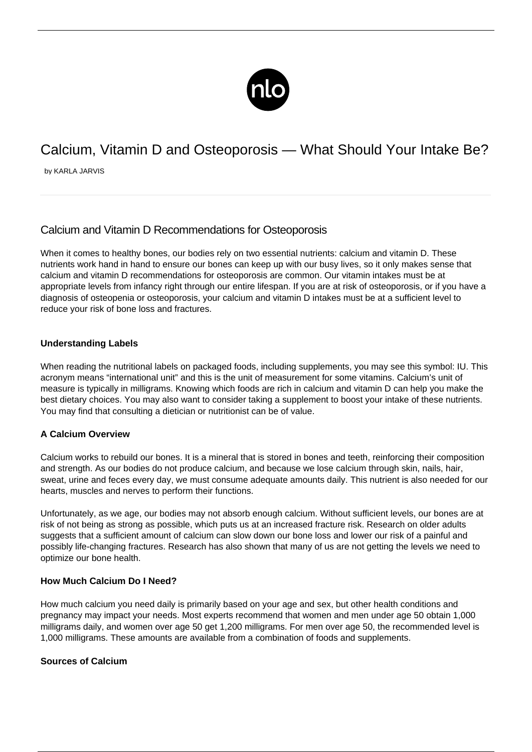# Calcium, Vitamin D and Osteoporosis — What Should Your Intake Be?

by KARLA JARVIS

## Calcium and Vitamin D Recommendations for Osteoporosis

When it comes to healthy bones, our bodies rely on two essential nutrients: calcium and vitamin D. These nutrients work hand in hand to ensure our bones can keep up with our busy lives, so it only makes sense that calcium and vitamin D recommendations for osteoporosis are common. Our vitamin intakes must be at appropriate levels from infancy right through our entire lifespan. If you are at risk of osteoporosis, or if you have a diagnosis of osteopenia or osteoporosis, your calcium and vitamin D intakes must be at a sufficient level to reduce your risk of bone loss and fractures.

### Understanding Labels

When reading the nutritional labels on packaged foods, including supplements, you may see this symbol: IU. This acronym means "international unit" and this is the unit of measurement for some vitamins. Calcium's unit of measure is typically in milligrams. Knowing which foods are rich in calcium and vitamin D can help you make the best dietary choices. You may also want to consider taking a supplement to boost your intake of these nutrients. You may find that consulting a dietician or nutritionist can be of value.

### A Calcium Overview

Calcium works to rebuild our bones. It is a mineral that is stored in bones and teeth, reinforcing their composition and strength. As our bodies do not produce calcium, and because we lose calcium through skin, nails, hair, sweat, urine and feces every day, we must consume adequate amounts daily. This nutrient is also needed for our hearts, muscles and nerves to perform their functions.

Unfortunately, as we age, our bodies may not absorb enough calcium. Without sufficient levels, our bones are at risk of not being as strong as possible, which puts us at an increased fracture risk. Research on older adults suggests that a sufficient amount of calcium can slow down our bone loss and lower our risk of a painful and possibly life-changing fractures. Research has also shown that many of us are not getting the levels we need to optimize our bone health.

### How Much Calcium Do I Need?

How much calcium you need daily is primarily based on your age and sex, but other health conditions and pregnancy may impact your needs. Most experts recommend that women and men under age 50 obtain 1,000 milligrams daily, and women over age 50 get 1,200 milligrams. For men over age 50, the recommended level is 1,000 milligrams. These amounts are available from a combination of foods and supplements.

### Sources of Calcium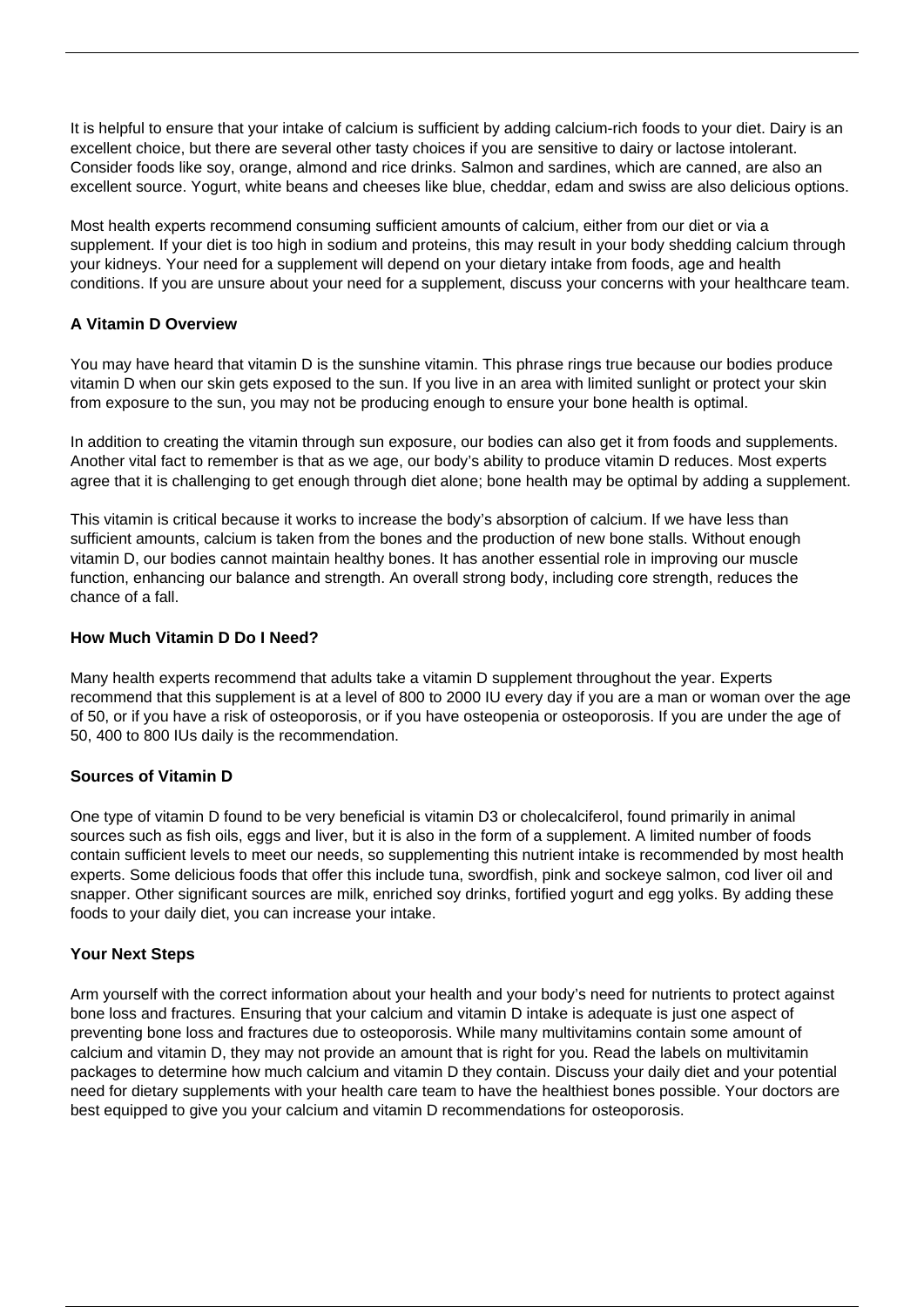It is helpful to ensure that your intake of calcium is sufficient by adding calcium-rich foods to your diet. Dairy is an excellent choice, but there are several other tasty choices if you are sensitive to dairy or lactose intolerant. Consider foods like soy, orange, almond and rice drinks. Salmon and sardines, which are canned, are also an excellent source. Yogurt, white beans and cheeses like blue, cheddar, edam and swiss are also delicious options.

Most health experts recommend consuming sufficient amounts of calcium, either from our diet or via a supplement. If your diet is too high in sodium and proteins, this may result in your body shedding calcium through your kidneys. Your need for a supplement will depend on your dietary intake from foods, age and health conditions. If you are unsure about your need for a supplement, discuss your concerns with your healthcare team.

### A Vitamin D Overview

You may have heard that vitamin D is the sunshine vitamin. This phrase rings true because our bodies produce vitamin D when our skin gets exposed to the sun. If you live in an area with limited sunlight or protect your skin from exposure to the sun, you may not be producing enough to ensure your bone health is optimal.

In addition to creating the vitamin through sun exposure, our bodies can also get it from foods and supplements. Another vital fact to remember is that as we age, our body's ability to produce vitamin D reduces. Most experts agree that it is challenging to get enough through diet alone; bone health may be optimal by adding a supplement.

This vitamin is critical because it works to increase the body's absorption of calcium. If we have less than sufficient amounts, calcium is taken from the bones and the production of new bone stalls. Without enough vitamin D, our bodies cannot maintain healthy bones. It has another essential role in improving our muscle function, enhancing our balance and strength. An overall strong body, including core strength, reduces the chance of a fall.

### How Much Vitamin D Do I Need?

Many health experts recommend that adults take a vitamin D supplement throughout the year. Experts recommend that this supplement is at a level of 800 to 2000 IU every day if you are a man or woman over the age of 50, or if you have a risk of osteoporosis, or if you have osteopenia or osteoporosis. If you are under the age of 50, 400 to 800 IUs daily is the recommendation.

### Sources of Vitamin D

One type of vitamin D found to be very beneficial is vitamin D3 or cholecalciferol, found primarily in animal sources such as fish oils, eggs and liver, but it is also in the form of a supplement. A limited number of foods contain sufficient levels to meet our needs, so supplementing this nutrient intake is recommended by most health experts. Some delicious foods that offer this include tuna, swordfish, pink and sockeye salmon, cod liver oil and snapper. Other significant sources are milk, enriched soy drinks, fortified yogurt and egg yolks. By adding these foods to your daily diet, you can increase your intake.

### Your Next Steps

Arm yourself with the correct information about your health and your body's need for nutrients to protect against bone loss and fractures. Ensuring that your calcium and vitamin D intake is adequate is just one aspect of preventing bone loss and fractures due to osteoporosis. While many multivitamins contain some amount of calcium and vitamin D, they may not provide an amount that is right for you. Read the labels on multivitamin packages to determine how much calcium and vitamin D they contain. Discuss your daily diet and your potential need for dietary supplements with your health care team to have the healthiest bones possible. Your doctors are best equipped to give you your calcium and vitamin D recommendations for osteoporosis.